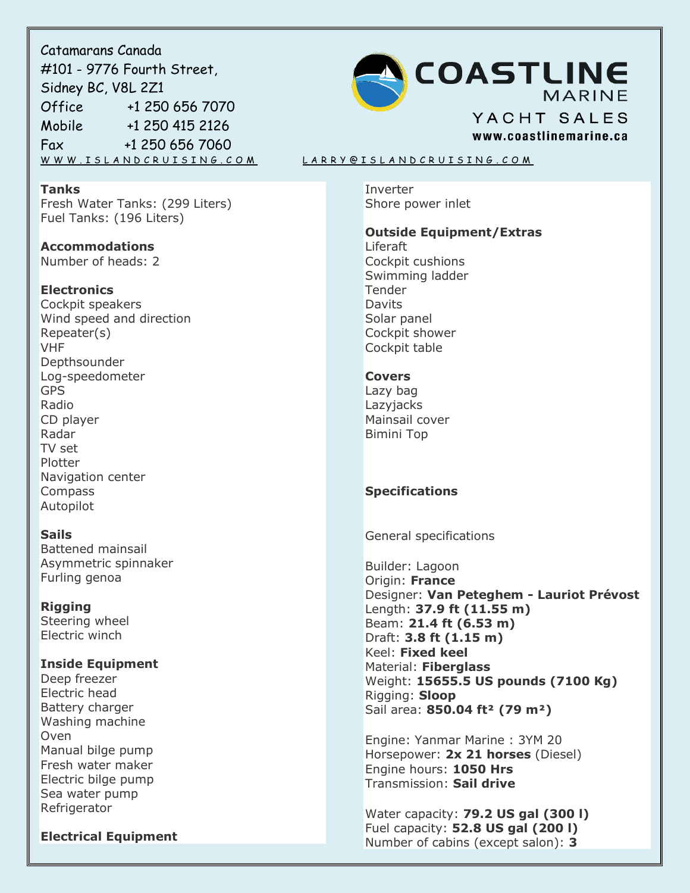Catamarans Canada
#101 - 9776 Fourth Street,
Sidney BC, V8L 2Z1
Office +1 250 656 7070
Mobile +1 250 415 2126
Fax +1 250 656 7060
WWW.ISLANDCRUISING.COM LARRY@ISLANDCRUISING.COM

COASTLINE MARINE YACHT SALES
www.coastlinemarine.ca

**Tanks**
Fresh Water Tanks: (299 Liters)
Fuel Tanks: (196 Liters)

**Accommodations**
Number of heads: 2

**Electronics**
Cockpit speakers
Wind speed and direction
Repeater(s)
VHF
Depthsounder
Log-speedometer
GPS
Radio
CD player
Radar
TV set
Plotter
Navigation center
Compass
Autopilot

**Sails**
Battened mainsail
Asymmetric spinnaker
Furling genoa

**Rigging**
Steering wheel
Electric winch

**Inside Equipment**
Deep freezer
Electric head
Battery charger
Washing machine
Oven
Manual bilge pump
Fresh water maker
Electric bilge pump
Sea water pump
Refrigerator

**Electrical Equipment**
Inverter
Shore power inlet

**Outside Equipment/Extras**
Liferaft
Cockpit cushions
Swimming ladder
Tender
Davits
Solar panel
Cockpit shower
Cockpit table

**Covers**
Lazy bag
Lazyjacks
Mainsail cover
Bimini Top

**Specifications**

General specifications

Builder: Lagoon
Origin: **France**
Designer: **Van Peteghem - Lauriot Prévost**
Length: **37.9 ft (11.55 m)**
Beam: **21.4 ft (6.53 m)**
Draft: **3.8 ft (1.15 m)**
Keel: **Fixed keel**
Material: **Fiberglass**
Weight: **15655.5 US pounds (7100 Kg)**
Rigging: **Sloop**
Sail area: **850.04 ft² (79 m²)**

Engine: Yanmar Marine : 3YM 20
Horsepower: **2x 21 horses** (Diesel)
Engine hours: **1050 Hrs**
Transmission: **Sail drive**

Water capacity: **79.2 US gal (300 l)**
Fuel capacity: **52.8 US gal (200 l)**
Number of cabins (except salon): **3**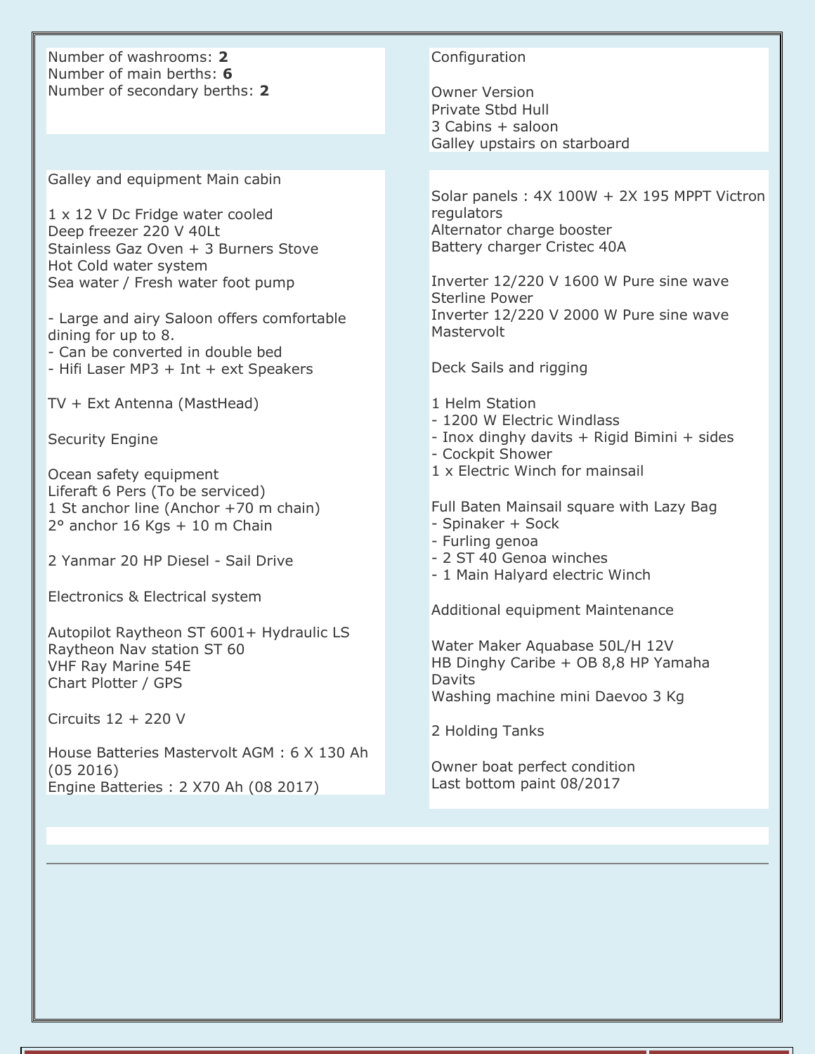Number of washrooms: **2**
Number of main berths: **6**
Number of secondary berths: **2**

Configuration

Owner Version
Private Stbd Hull
3 Cabins + saloon
Galley upstairs on starboard

Galley and equipment Main cabin

1 x 12 V Dc Fridge water cooled
Deep freezer 220 V 40Lt
Stainless Gaz Oven + 3 Burners Stove
Hot Cold water system
Sea water / Fresh water foot pump

- Large and airy Saloon offers comfortable dining for up to 8.
- Can be converted in double bed
- Hifi Laser MP3 + Int + ext Speakers

TV + Ext Antenna (MastHead)

Security Engine

Ocean safety equipment
Liferaft 6 Pers (To be serviced)
1 St anchor line (Anchor +70 m chain)
2° anchor 16 Kgs + 10 m Chain

2 Yanmar 20 HP Diesel - Sail Drive

Electronics & Electrical system

Autopilot Raytheon ST 6001+ Hydraulic LS
Raytheon Nav station ST 60
VHF Ray Marine 54E
Chart Plotter / GPS

Circuits 12 + 220 V

House Batteries Mastervolt AGM : 6 X 130 Ah (05 2016)
Engine Batteries : 2 X70 Ah (08 2017)

Solar panels : 4X 100W + 2X 195 MPPT Victron regulators
Alternator charge booster
Battery charger Cristec 40A

Inverter 12/220 V 1600 W Pure sine wave Sterline Power
Inverter 12/220 V 2000 W Pure sine wave Mastervolt

Deck Sails and rigging

1 Helm Station
- 1200 W Electric Windlass
- Inox dinghy davits + Rigid Bimini + sides
- Cockpit Shower
1 x Electric Winch for mainsail

Full Baten Mainsail square with Lazy Bag
- Spinaker + Sock
- Furling genoa
- 2 ST 40 Genoa winches
- 1 Main Halyard electric Winch

Additional equipment Maintenance

Water Maker Aquabase 50L/H 12V
HB Dinghy Caribe + OB 8,8 HP Yamaha
Davits
Washing machine mini Daevoo 3 Kg

2 Holding Tanks

Owner boat perfect condition
Last bottom paint 08/2017